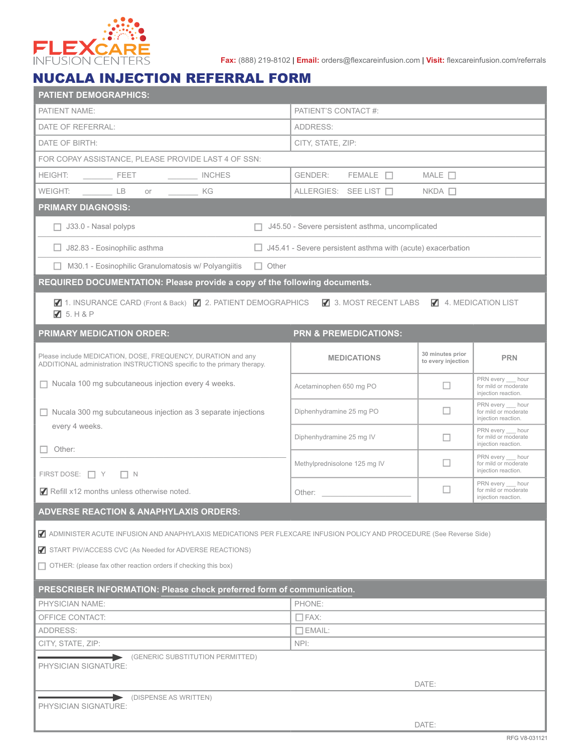FLEXCARE INFUSION CENTERS

**Fax:** (888) 219-8102 | **Email:** orders@flexcareinfusion.com | **Visit:** flexcareinfusion.com/referrals

# NUCALA INJECTION REFERRAL FORM

## PATIENT DEMOGRAPHICS:

| | |
|---|---|
| PATIENT NAME: | PATIENT'S CONTACT #: |
| DATE OF REFERRAL: | ADDRESS: |
| DATE OF BIRTH: | CITY, STATE, ZIP: |
| FOR COPAY ASSISTANCE, PLEASE PROVIDE LAST 4 OF SSN: | |
| HEIGHT: ______ FEET ______ INCHES | GENDER: FEMALE ☐ MALE ☐ |
| WEIGHT: ______ LB or ______ KG | ALLERGIES: SEE LIST ☐ NKDA ☐ |

## PRIMARY DIAGNOSIS:

- ☐ J33.0 - Nasal polyps
- ☐ J45.50 - Severe persistent asthma, uncomplicated
- ☐ J82.83 - Eosinophilic asthma
- ☐ J45.41 - Severe persistent asthma with (acute) exacerbation
- ☐ M30.1 - Eosinophilic Granulomatosis w/ Polyangiitis
- ☐ Other

## REQUIRED DOCUMENTATION: Please provide a copy of the following documents.

☑ 1. INSURANCE CARD (Front & Back) ☑ 2. PATIENT DEMOGRAPHICS ☑ 3. MOST RECENT LABS ☑ 4. MEDICATION LIST ☑ 5. H & P

## PRIMARY MEDICATION ORDER:

Please include MEDICATION, DOSE, FREQUENCY, DURATION and any ADDITIONAL administration INSTRUCTIONS specific to the primary therapy.

- ☐ Nucala 100 mg subcutaneous injection every 4 weeks.
- ☐ Nucala 300 mg subcutaneous injection as 3 separate injections every 4 weeks.
- ☐ Other:

FIRST DOSE: ☐ Y ☐ N

☑ Refill x12 months unless otherwise noted.

## PRN & PREMEDICATIONS:

| MEDICATIONS | 30 minutes prior to every injection | PRN |
|---|---|---|
| Acetaminophen 650 mg PO | ☐ | PRN every ___ hour for mild or moderate injection reaction. |
| Diphenhydramine 25 mg PO | ☐ | PRN every ___ hour for mild or moderate injection reaction. |
| Diphenhydramine 25 mg IV | ☐ | PRN every ___ hour for mild or moderate injection reaction. |
| Methylprednisolone 125 mg IV | ☐ | PRN every ___ hour for mild or moderate injection reaction. |
| Other: ______________ | ☐ | PRN every ___ hour for mild or moderate injection reaction. |

## ADVERSE REACTION & ANAPHYLAXIS ORDERS:

☑ ADMINISTER ACUTE INFUSION AND ANAPHYLAXIS MEDICATIONS PER FLEXCARE INFUSION POLICY AND PROCEDURE (See Reverse Side)

☑ START PIV/ACCESS CVC (As Needed for ADVERSE REACTIONS)

☐ OTHER: (please fax other reaction orders if checking this box)

## PRESCRIBER INFORMATION: Please check preferred form of communication.

| | |
|---|---|
| PHYSICIAN NAME: | PHONE: |
| OFFICE CONTACT: | ☐ FAX: |
| ADDRESS: | ☐ EMAIL: |
| CITY, STATE, ZIP: | NPI: |

PHYSICIAN SIGNATURE: (GENERIC SUBSTITUTION PERMITTED) DATE:

PHYSICIAN SIGNATURE: (DISPENSE AS WRITTEN) DATE:

RFG V8-031121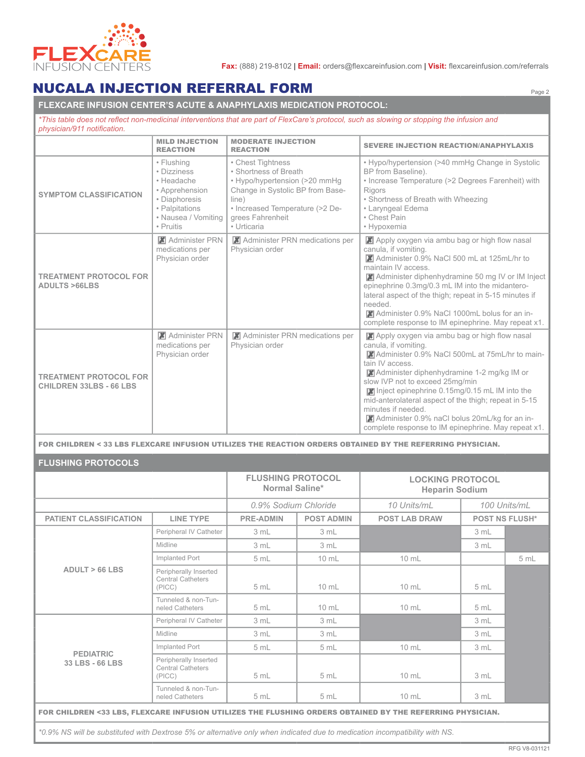**Fax:** (888) 219-8102 | **Email:** orders@flexcareinfusion.com | **Visit:** flexcareinfusion.com/referrals

# NUCALA INJECTION REFERRAL FORM

## FLEXCARE INFUSION CENTER'S ACUTE & ANAPHYLAXIS MEDICATION PROTOCOL:

*\*This table does not reflect non-medicinal interventions that are part of FlexCare's protocol, such as slowing or stopping the infusion and physician/911 notification.*

| | MILD INJECTION REACTION | MODERATE INJECTION REACTION | SEVERE INJECTION REACTION/ANAPHYLAXIS |
|---|---|---|---|
| **SYMPTOM CLASSIFICATION** | • Flushing<br>• Dizziness<br>• Headache<br>• Apprehension<br>• Diaphoresis<br>• Palpitations<br>• Nausea / Vomiting<br>• Pruitis | • Chest Tightness<br>• Shortness of Breath<br>• Hypo/hypertension (>20 mmHg Change in Systolic BP from Base-line)<br>• Increased Temperature (>2 Degrees Fahrenheit)<br>• Urticaria | • Hypo/hypertension (>40 mmHg Change in Systolic BP from Baseline).<br>• Increase Temperature (>2 Degrees Farenheit) with Rigors<br>• Shortness of Breath with Wheezing<br>• Laryngeal Edema<br>• Chest Pain<br>• Hypoxemia |
| **TREATMENT PROTOCOL FOR ADULTS >66LBS** | ☒ Administer PRN medications per Physician order | ☒ Administer PRN medications per Physician order | ☒ Apply oxygen via ambu bag or high flow nasal canula, if vomiting.<br>☒ Administer 0.9% NaCl 500 mL at 125mL/hr to maintain IV access.<br>☒ Administer diphenhydramine 50 mg IV or IM Inject epinephrine 0.3mg/0.3 mL IM into the midantero-lateral aspect of the thigh; repeat in 5-15 minutes if needed.<br>☒ Administer 0.9% NaCl 1000mL bolus for an in-complete response to IM epinephrine. May repeat x1. |
| **TREATMENT PROTOCOL FOR CHILDREN 33LBS - 66 LBS** | ☒ Administer PRN medications per Physician order | ☒ Administer PRN medications per Physician order | ☒ Apply oxygen via ambu bag or high flow nasal canula, if vomiting.<br>☒ Administer 0.9% NaCl 500mL at 75mL/hr to main-tain IV access.<br>☒ Administer diphenhydramine 1-2 mg/kg IM or slow IVP not to exceed 25mg/min<br>☒ Inject epinephrine 0.15mg/0.15 mL IM into the mid-anterolateral aspect of the thigh; repeat in 5-15 minutes if needed.<br>☒ Administer 0.9% naCl bolus 20mL/kg for an in-complete response to IM epinephrine. May repeat x1. |

**FOR CHILDREN < 33 LBS FLEXCARE INFUSION UTILIZES THE REACTION ORDERS OBTAINED BY THE REFERRING PHYSICIAN.**

## FLUSHING PROTOCOLS

| | | FLUSHING PROTOCOL Normal Saline* | | LOCKING PROTOCOL Heparin Sodium | | |
|---|---|---|---|---|---|---|
| | | *0.9% Sodium Chloride* | | *10 Units/mL* | *100 Units/mL* | |
| **PATIENT CLASSIFICATION** | **LINE TYPE** | **PRE-ADMIN** | **POST ADMIN** | **POST LAB DRAW** | **POST NS FLUSH*** | |
| **ADULT > 66 LBS** | Peripheral IV Catheter | 3 mL | 3 mL | | 3 mL | |
| | Midline | 3 mL | 3 mL | | 3 mL | |
| | Implanted Port | 5 mL | 10 mL | 10 mL | | 5 mL |
| | Peripherally Inserted Central Catheters (PICC) | 5 mL | 10 mL | 10 mL | 5 mL | |
| | Tunneled & non-Tunneled Catheters | 5 mL | 10 mL | 10 mL | 5 mL | |
| **PEDIATRIC 33 LBS - 66 LBS** | Peripheral IV Catheter | 3 mL | 3 mL | | 3 mL | |
| | Midline | 3 mL | 3 mL | | 3 mL | |
| | Implanted Port | 5 mL | 5 mL | 10 mL | 3 mL | |
| | Peripherally Inserted Central Catheters (PICC) | 5 mL | 5 mL | 10 mL | 3 mL | |
| | Tunneled & non-Tunneled Catheters | 5 mL | 5 mL | 10 mL | 3 mL | |

**FOR CHILDREN <33 LBS, FLEXCARE INFUSION UTILIZES THE FLUSHING ORDERS OBTAINED BY THE REFERRING PHYSICIAN.**

*\*0.9% NS will be substituted with Dextrose 5% or alternative only when indicated due to medication incompatibility with NS.*

RFG V8-031121